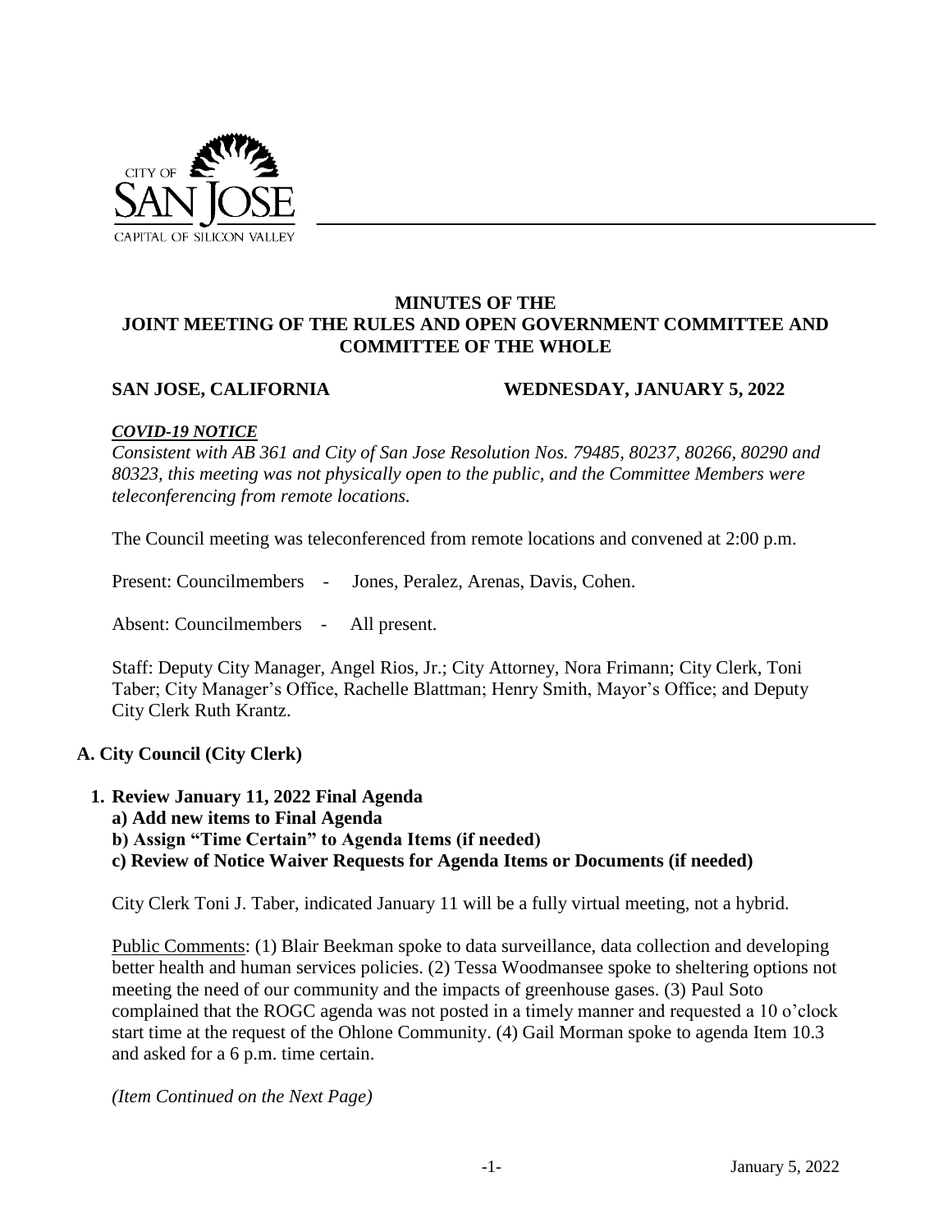# MINUTES OF THE JOINT MEETING OF THE RULES AND OPEN GOVERNMENT COMMITTEE AND COMMITTEE OF THE WHOLE

**SAN JOSE, CALIFORNIA** **WEDNESDAY, JANUARY 5, 2022**

***COVID-19 NOTICE***

*Consistent with AB 361 and City of San Jose Resolution Nos. 79485, 80237, 80266, 80290 and 80323, this meeting was not physically open to the public, and the Committee Members were teleconferencing from remote locations.*

The Council meeting was teleconferenced from remote locations and convened at 2:00 p.m.

Present: Councilmembers - Jones, Peralez, Arenas, Davis, Cohen.

Absent: Councilmembers - All present.

Staff: Deputy City Manager, Angel Rios, Jr.; City Attorney, Nora Frimann; City Clerk, Toni Taber; City Manager's Office, Rachelle Blattman; Henry Smith, Mayor's Office; and Deputy City Clerk Ruth Krantz.

## A. City Council (City Clerk)

### 1. Review January 11, 2022 Final Agenda

**a) Add new items to Final Agenda**

**b) Assign "Time Certain" to Agenda Items (if needed)**

**c) Review of Notice Waiver Requests for Agenda Items or Documents (if needed)**

City Clerk Toni J. Taber, indicated January 11 will be a fully virtual meeting, not a hybrid.

Public Comments: (1) Blair Beekman spoke to data surveillance, data collection and developing better health and human services policies. (2) Tessa Woodmansee spoke to sheltering options not meeting the need of our community and the impacts of greenhouse gases. (3) Paul Soto complained that the ROGC agenda was not posted in a timely manner and requested a 10 o'clock start time at the request of the Ohlone Community. (4) Gail Morman spoke to agenda Item 10.3 and asked for a 6 p.m. time certain.

*(Item Continued on the Next Page)*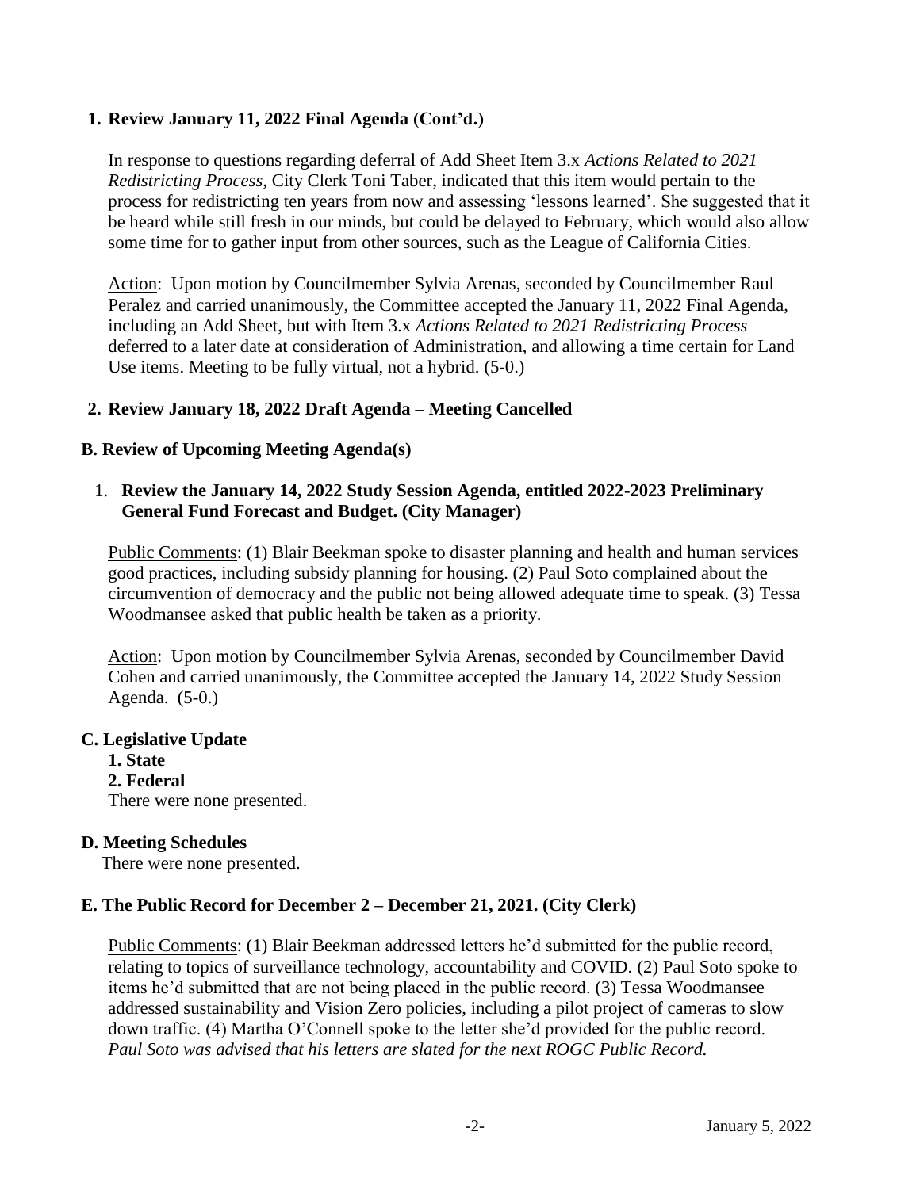**1. Review January 11, 2022 Final Agenda (Cont'd.)**

In response to questions regarding deferral of Add Sheet Item 3.x *Actions Related to 2021 Redistricting Process*, City Clerk Toni Taber, indicated that this item would pertain to the process for redistricting ten years from now and assessing 'lessons learned'. She suggested that it be heard while still fresh in our minds, but could be delayed to February, which would also allow some time for to gather input from other sources, such as the League of California Cities.

Action: Upon motion by Councilmember Sylvia Arenas, seconded by Councilmember Raul Peralez and carried unanimously, the Committee accepted the January 11, 2022 Final Agenda, including an Add Sheet, but with Item 3.x *Actions Related to 2021 Redistricting Process* deferred to a later date at consideration of Administration, and allowing a time certain for Land Use items. Meeting to be fully virtual, not a hybrid. (5-0.)

**2. Review January 18, 2022 Draft Agenda – Meeting Cancelled**

**B. Review of Upcoming Meeting Agenda(s)**

1. **Review the January 14, 2022 Study Session Agenda, entitled 2022-2023 Preliminary General Fund Forecast and Budget. (City Manager)**

Public Comments: (1) Blair Beekman spoke to disaster planning and health and human services good practices, including subsidy planning for housing. (2) Paul Soto complained about the circumvention of democracy and the public not being allowed adequate time to speak. (3) Tessa Woodmansee asked that public health be taken as a priority.

Action: Upon motion by Councilmember Sylvia Arenas, seconded by Councilmember David Cohen and carried unanimously, the Committee accepted the January 14, 2022 Study Session Agenda. (5-0.)

**C. Legislative Update**

**1. State**
**2. Federal**
There were none presented.

**D. Meeting Schedules**

There were none presented.

**E. The Public Record for December 2 – December 21, 2021. (City Clerk)**

Public Comments: (1) Blair Beekman addressed letters he'd submitted for the public record, relating to topics of surveillance technology, accountability and COVID. (2) Paul Soto spoke to items he'd submitted that are not being placed in the public record. (3) Tessa Woodmansee addressed sustainability and Vision Zero policies, including a pilot project of cameras to slow down traffic. (4) Martha O'Connell spoke to the letter she'd provided for the public record. *Paul Soto was advised that his letters are slated for the next ROGC Public Record.*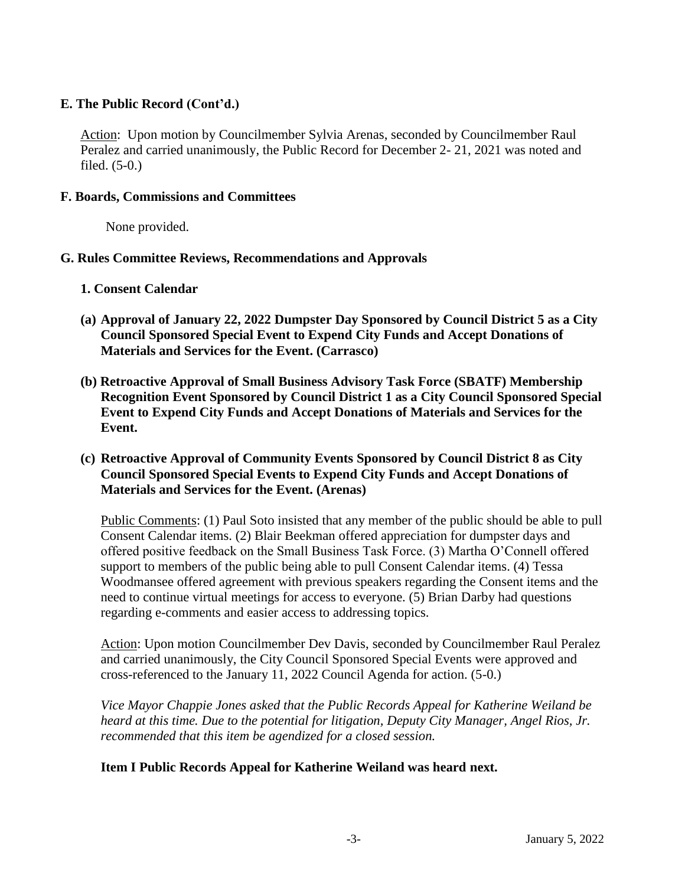## E. The Public Record (Cont'd.)

Action: Upon motion by Councilmember Sylvia Arenas, seconded by Councilmember Raul Peralez and carried unanimously, the Public Record for December 2- 21, 2021 was noted and filed. (5-0.)

## F. Boards, Commissions and Committees

None provided.

## G. Rules Committee Reviews, Recommendations and Approvals

### 1. Consent Calendar

**(a) Approval of January 22, 2022 Dumpster Day Sponsored by Council District 5 as a City Council Sponsored Special Event to Expend City Funds and Accept Donations of Materials and Services for the Event. (Carrasco)**

**(b) Retroactive Approval of Small Business Advisory Task Force (SBATF) Membership Recognition Event Sponsored by Council District 1 as a City Council Sponsored Special Event to Expend City Funds and Accept Donations of Materials and Services for the Event.**

**(c) Retroactive Approval of Community Events Sponsored by Council District 8 as City Council Sponsored Special Events to Expend City Funds and Accept Donations of Materials and Services for the Event. (Arenas)**

Public Comments: (1) Paul Soto insisted that any member of the public should be able to pull Consent Calendar items. (2) Blair Beekman offered appreciation for dumpster days and offered positive feedback on the Small Business Task Force. (3) Martha O'Connell offered support to members of the public being able to pull Consent Calendar items. (4) Tessa Woodmansee offered agreement with previous speakers regarding the Consent items and the need to continue virtual meetings for access to everyone. (5) Brian Darby had questions regarding e-comments and easier access to addressing topics.

Action: Upon motion Councilmember Dev Davis, seconded by Councilmember Raul Peralez and carried unanimously, the City Council Sponsored Special Events were approved and cross-referenced to the January 11, 2022 Council Agenda for action. (5-0.)

*Vice Mayor Chappie Jones asked that the Public Records Appeal for Katherine Weiland be heard at this time. Due to the potential for litigation, Deputy City Manager, Angel Rios, Jr. recommended that this item be agendized for a closed session.*

**Item I Public Records Appeal for Katherine Weiland was heard next.**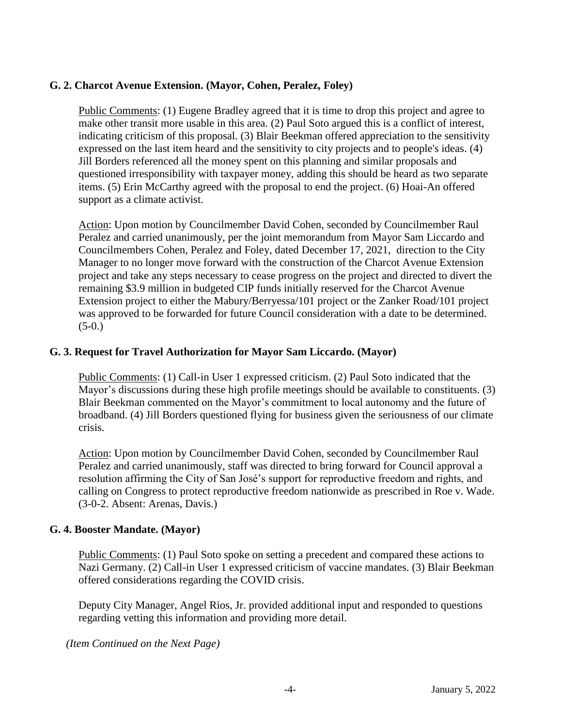## G. 2. Charcot Avenue Extension. (Mayor, Cohen, Peralez, Foley)

Public Comments: (1) Eugene Bradley agreed that it is time to drop this project and agree to make other transit more usable in this area. (2) Paul Soto argued this is a conflict of interest, indicating criticism of this proposal. (3) Blair Beekman offered appreciation to the sensitivity expressed on the last item heard and the sensitivity to city projects and to people's ideas. (4) Jill Borders referenced all the money spent on this planning and similar proposals and questioned irresponsibility with taxpayer money, adding this should be heard as two separate items. (5) Erin McCarthy agreed with the proposal to end the project. (6) Hoai-An offered support as a climate activist.

Action: Upon motion by Councilmember David Cohen, seconded by Councilmember Raul Peralez and carried unanimously, per the joint memorandum from Mayor Sam Liccardo and Councilmembers Cohen, Peralez and Foley, dated December 17, 2021, direction to the City Manager to no longer move forward with the construction of the Charcot Avenue Extension project and take any steps necessary to cease progress on the project and directed to divert the remaining $3.9 million in budgeted CIP funds initially reserved for the Charcot Avenue Extension project to either the Mabury/Berryessa/101 project or the Zanker Road/101 project was approved to be forwarded for future Council consideration with a date to be determined. (5-0.)

## G. 3. Request for Travel Authorization for Mayor Sam Liccardo. (Mayor)

Public Comments: (1) Call-in User 1 expressed criticism. (2) Paul Soto indicated that the Mayor's discussions during these high profile meetings should be available to constituents. (3) Blair Beekman commented on the Mayor's commitment to local autonomy and the future of broadband. (4) Jill Borders questioned flying for business given the seriousness of our climate crisis.

Action: Upon motion by Councilmember David Cohen, seconded by Councilmember Raul Peralez and carried unanimously, staff was directed to bring forward for Council approval a resolution affirming the City of San José's support for reproductive freedom and rights, and calling on Congress to protect reproductive freedom nationwide as prescribed in Roe v. Wade. (3-0-2. Absent: Arenas, Davis.)

## G. 4. Booster Mandate. (Mayor)

Public Comments: (1) Paul Soto spoke on setting a precedent and compared these actions to Nazi Germany. (2) Call-in User 1 expressed criticism of vaccine mandates. (3) Blair Beekman offered considerations regarding the COVID crisis.

Deputy City Manager, Angel Rios, Jr. provided additional input and responded to questions regarding vetting this information and providing more detail.

*(Item Continued on the Next Page)*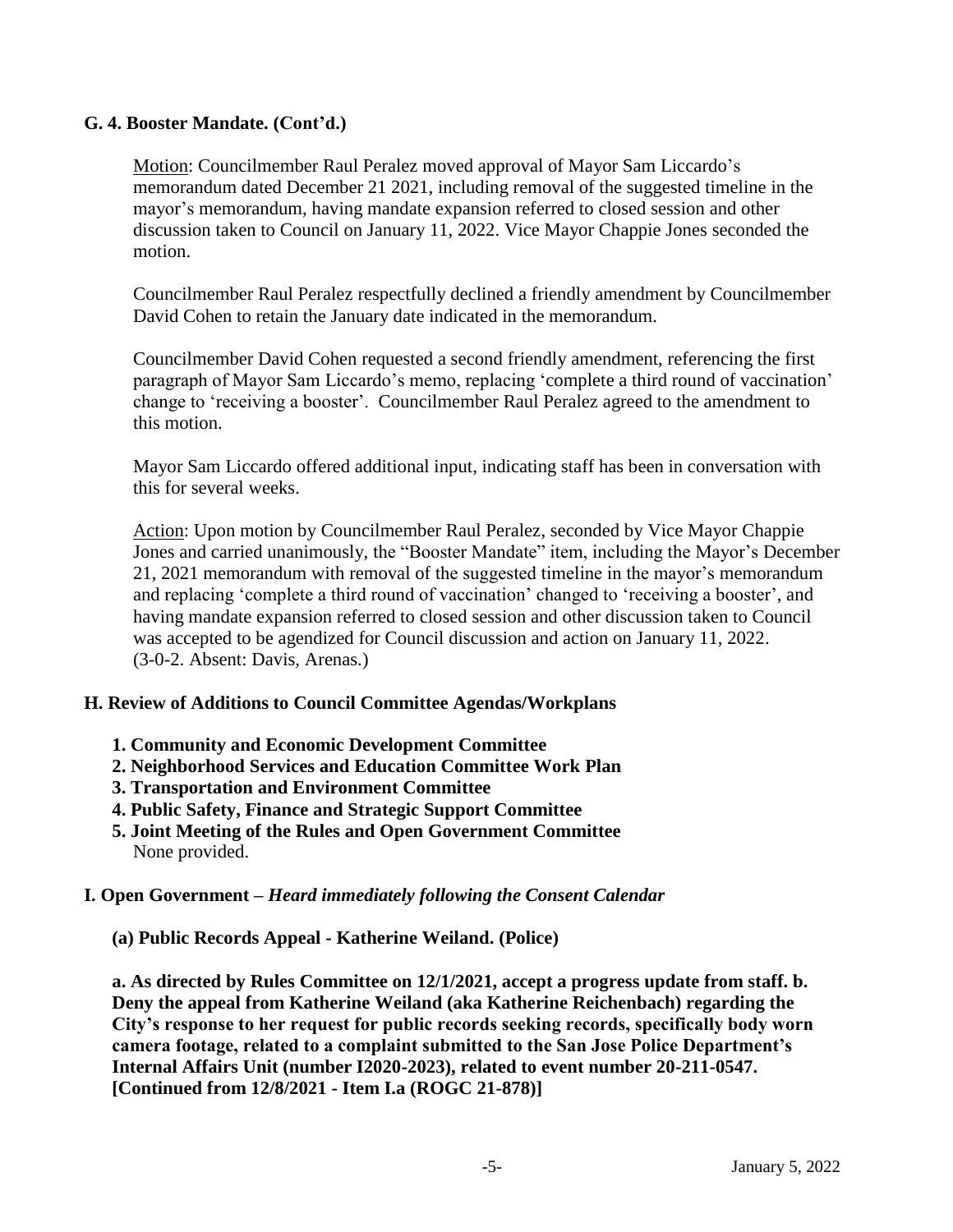**G. 4. Booster Mandate. (Cont'd.)**

Motion: Councilmember Raul Peralez moved approval of Mayor Sam Liccardo's memorandum dated December 21 2021, including removal of the suggested timeline in the mayor's memorandum, having mandate expansion referred to closed session and other discussion taken to Council on January 11, 2022. Vice Mayor Chappie Jones seconded the motion.

Councilmember Raul Peralez respectfully declined a friendly amendment by Councilmember David Cohen to retain the January date indicated in the memorandum.

Councilmember David Cohen requested a second friendly amendment, referencing the first paragraph of Mayor Sam Liccardo's memo, replacing 'complete a third round of vaccination' change to 'receiving a booster'. Councilmember Raul Peralez agreed to the amendment to this motion.

Mayor Sam Liccardo offered additional input, indicating staff has been in conversation with this for several weeks.

Action: Upon motion by Councilmember Raul Peralez, seconded by Vice Mayor Chappie Jones and carried unanimously, the "Booster Mandate" item, including the Mayor's December 21, 2021 memorandum with removal of the suggested timeline in the mayor's memorandum and replacing 'complete a third round of vaccination' changed to 'receiving a booster', and having mandate expansion referred to closed session and other discussion taken to Council was accepted to be agendized for Council discussion and action on January 11, 2022. (3-0-2. Absent: Davis, Arenas.)

**H. Review of Additions to Council Committee Agendas/Workplans**

1. **Community and Economic Development Committee**
2. **Neighborhood Services and Education Committee Work Plan**
3. **Transportation and Environment Committee**
4. **Public Safety, Finance and Strategic Support Committee**
5. **Joint Meeting of the Rules and Open Government Committee**
   None provided.

**I. Open Government –** ***Heard immediately following the Consent Calendar***

**(a) Public Records Appeal - Katherine Weiland. (Police)**

**a. As directed by Rules Committee on 12/1/2021, accept a progress update from staff. b. Deny the appeal from Katherine Weiland (aka Katherine Reichenbach) regarding the City's response to her request for public records seeking records, specifically body worn camera footage, related to a complaint submitted to the San Jose Police Department's Internal Affairs Unit (number I2020-2023), related to event number 20-211-0547. [Continued from 12/8/2021 - Item I.a (ROGC 21-878)]**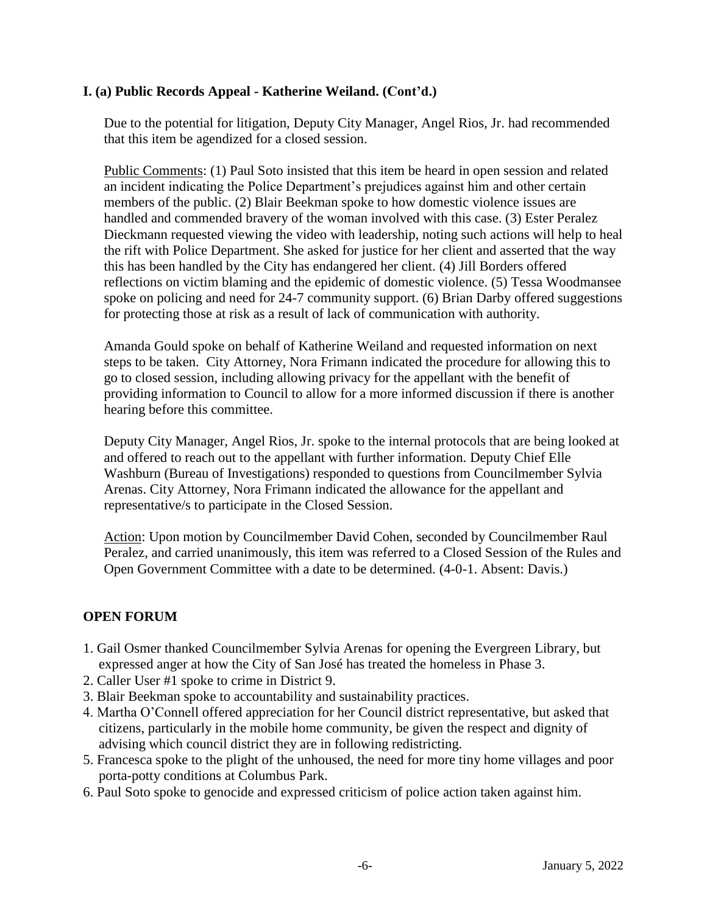**I. (a) Public Records Appeal - Katherine Weiland. (Cont'd.)**

Due to the potential for litigation, Deputy City Manager, Angel Rios, Jr. had recommended that this item be agendized for a closed session.

Public Comments: (1) Paul Soto insisted that this item be heard in open session and related an incident indicating the Police Department's prejudices against him and other certain members of the public. (2) Blair Beekman spoke to how domestic violence issues are handled and commended bravery of the woman involved with this case. (3) Ester Peralez Dieckmann requested viewing the video with leadership, noting such actions will help to heal the rift with Police Department. She asked for justice for her client and asserted that the way this has been handled by the City has endangered her client. (4) Jill Borders offered reflections on victim blaming and the epidemic of domestic violence. (5) Tessa Woodmansee spoke on policing and need for 24-7 community support. (6) Brian Darby offered suggestions for protecting those at risk as a result of lack of communication with authority.

Amanda Gould spoke on behalf of Katherine Weiland and requested information on next steps to be taken. City Attorney, Nora Frimann indicated the procedure for allowing this to go to closed session, including allowing privacy for the appellant with the benefit of providing information to Council to allow for a more informed discussion if there is another hearing before this committee.

Deputy City Manager, Angel Rios, Jr. spoke to the internal protocols that are being looked at and offered to reach out to the appellant with further information. Deputy Chief Elle Washburn (Bureau of Investigations) responded to questions from Councilmember Sylvia Arenas. City Attorney, Nora Frimann indicated the allowance for the appellant and representative/s to participate in the Closed Session.

Action: Upon motion by Councilmember David Cohen, seconded by Councilmember Raul Peralez, and carried unanimously, this item was referred to a Closed Session of the Rules and Open Government Committee with a date to be determined. (4-0-1. Absent: Davis.)

## OPEN FORUM

1. Gail Osmer thanked Councilmember Sylvia Arenas for opening the Evergreen Library, but expressed anger at how the City of San José has treated the homeless in Phase 3.
2. Caller User #1 spoke to crime in District 9.
3. Blair Beekman spoke to accountability and sustainability practices.
4. Martha O'Connell offered appreciation for her Council district representative, but asked that citizens, particularly in the mobile home community, be given the respect and dignity of advising which council district they are in following redistricting.
5. Francesca spoke to the plight of the unhoused, the need for more tiny home villages and poor porta-potty conditions at Columbus Park.
6. Paul Soto spoke to genocide and expressed criticism of police action taken against him.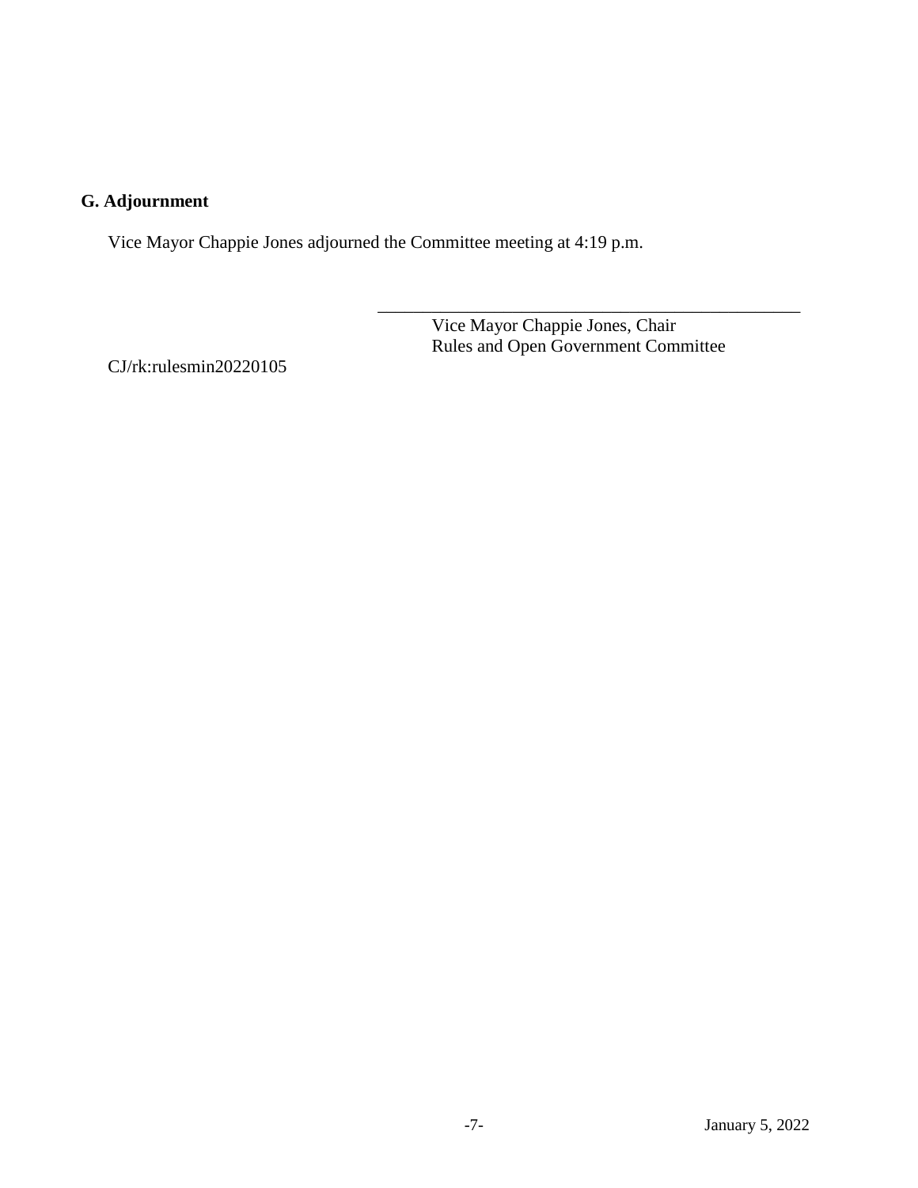## G. Adjournment

Vice Mayor Chappie Jones adjourned the Committee meeting at 4:19 p.m.

\_\_\_\_\_\_\_\_\_\_\_\_\_\_\_\_\_\_\_\_\_\_\_\_\_\_\_\_\_\_\_\_\_\_\_\_\_\_\_\_\_\_\_\_\_\_

Vice Mayor Chappie Jones, Chair
Rules and Open Government Committee

CJ/rk:rulesmin20220105